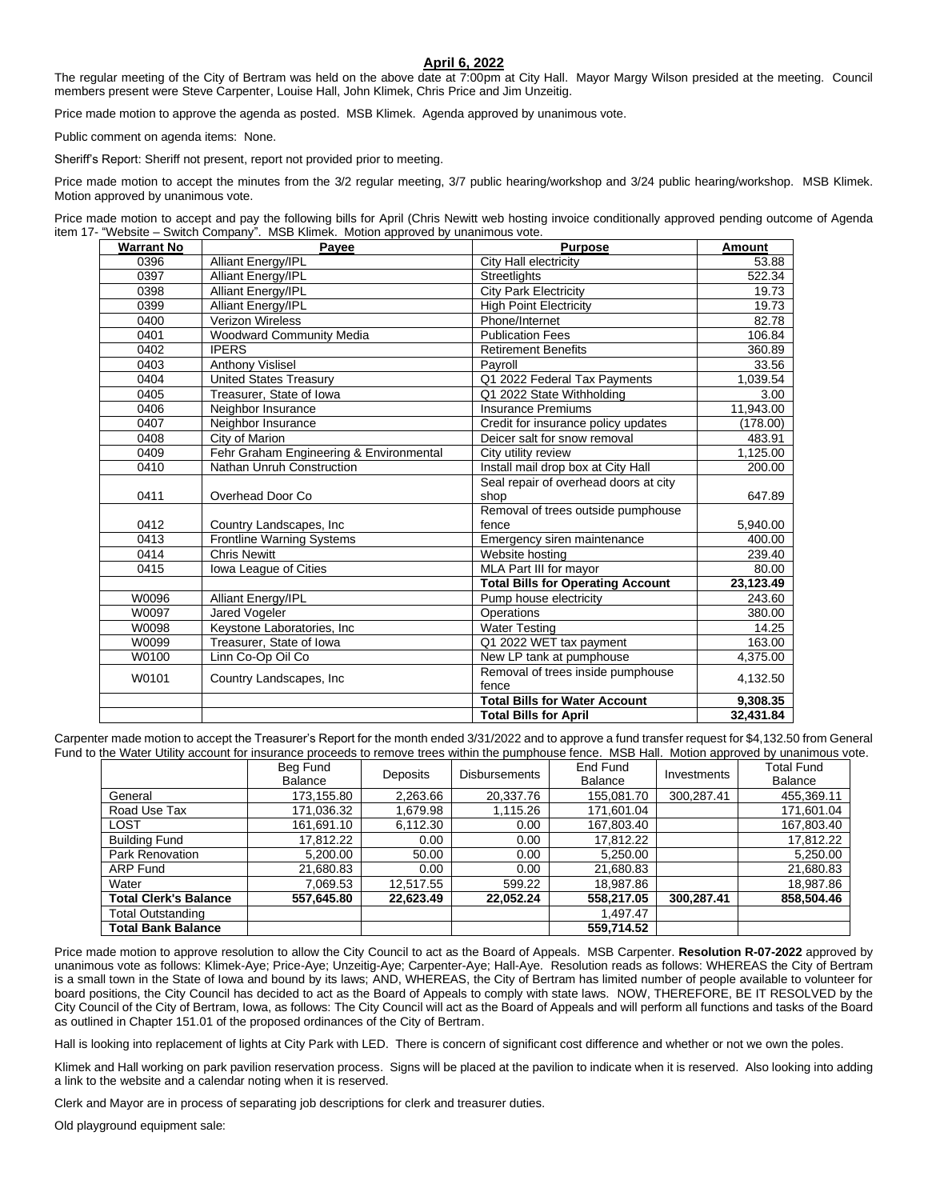# April 6, 2022

The regular meeting of the City of Bertram was held on the above date at 7:00pm at City Hall. Mayor Margy Wilson presided at the meeting. Council members present were Steve Carpenter, Louise Hall, John Klimek, Chris Price and Jim Unzeitig.

Price made motion to approve the agenda as posted. MSB Klimek. Agenda approved by unanimous vote.

Public comment on agenda items: None.

Sheriff's Report: Sheriff not present, report not provided prior to meeting.

Price made motion to accept the minutes from the 3/2 regular meeting, 3/7 public hearing/workshop and 3/24 public hearing/workshop. MSB Klimek. Motion approved by unanimous vote.

Price made motion to accept and pay the following bills for April (Chris Newitt web hosting invoice conditionally approved pending outcome of Agenda item 17- "Website – Switch Company". MSB Klimek. Motion approved by unanimous vote.

| Warrant No | Payee | Purpose | Amount |
|---|---|---|---|
| 0396 | Alliant Energy/IPL | City Hall electricity | 53.88 |
| 0397 | Alliant Energy/IPL | Streetlights | 522.34 |
| 0398 | Alliant Energy/IPL | City Park Electricity | 19.73 |
| 0399 | Alliant Energy/IPL | High Point Electricity | 19.73 |
| 0400 | Verizon Wireless | Phone/Internet | 82.78 |
| 0401 | Woodward Community Media | Publication Fees | 106.84 |
| 0402 | IPERS | Retirement Benefits | 360.89 |
| 0403 | Anthony Vislisel | Payroll | 33.56 |
| 0404 | United States Treasury | Q1 2022 Federal Tax Payments | 1,039.54 |
| 0405 | Treasurer, State of Iowa | Q1 2022 State Withholding | 3.00 |
| 0406 | Neighbor Insurance | Insurance Premiums | 11,943.00 |
| 0407 | Neighbor Insurance | Credit for insurance policy updates | (178.00) |
| 0408 | City of Marion | Deicer salt for snow removal | 483.91 |
| 0409 | Fehr Graham Engineering & Environmental | City utility review | 1,125.00 |
| 0410 | Nathan Unruh Construction | Install mail drop box at City Hall | 200.00 |
| 0411 | Overhead Door Co | Seal repair of overhead doors at city shop | 647.89 |
| 0412 | Country Landscapes, Inc | Removal of trees outside pumphouse fence | 5,940.00 |
| 0413 | Frontline Warning Systems | Emergency siren maintenance | 400.00 |
| 0414 | Chris Newitt | Website hosting | 239.40 |
| 0415 | Iowa League of Cities | MLA Part III for mayor | 80.00 |
| | | **Total Bills for Operating Account** | **23,123.49** |
| W0096 | Alliant Energy/IPL | Pump house electricity | 243.60 |
| W0097 | Jared Vogeler | Operations | 380.00 |
| W0098 | Keystone Laboratories, Inc | Water Testing | 14.25 |
| W0099 | Treasurer, State of Iowa | Q1 2022 WET tax payment | 163.00 |
| W0100 | Linn Co-Op Oil Co | New LP tank at pumphouse | 4,375.00 |
| W0101 | Country Landscapes, Inc | Removal of trees inside pumphouse fence | 4,132.50 |
| | | **Total Bills for Water Account** | **9,308.35** |
| | | **Total Bills for April** | **32,431.84** |

Carpenter made motion to accept the Treasurer's Report for the month ended 3/31/2022 and to approve a fund transfer request for $4,132.50 from General Fund to the Water Utility account for insurance proceeds to remove trees within the pumphouse fence. MSB Hall. Motion approved by unanimous vote.

| | Beg Fund Balance | Deposits | Disbursements | End Fund Balance | Investments | Total Fund Balance |
|---|---|---|---|---|---|---|
| General | 173,155.80 | 2,263.66 | 20,337.76 | 155,081.70 | 300,287.41 | 455,369.11 |
| Road Use Tax | 171,036.32 | 1,679.98 | 1,115.26 | 171,601.04 | | 171,601.04 |
| LOST | 161,691.10 | 6,112.30 | 0.00 | 167,803.40 | | 167,803.40 |
| Building Fund | 17,812.22 | 0.00 | 0.00 | 17,812.22 | | 17,812.22 |
| Park Renovation | 5,200.00 | 50.00 | 0.00 | 5,250.00 | | 5,250.00 |
| ARP Fund | 21,680.83 | 0.00 | 0.00 | 21,680.83 | | 21,680.83 |
| Water | 7,069.53 | 12,517.55 | 599.22 | 18,987.86 | | 18,987.86 |
| **Total Clerk's Balance** | **557,645.80** | **22,623.49** | **22,052.24** | **558,217.05** | **300,287.41** | **858,504.46** |
| Total Outstanding | | | | 1,497.47 | | |
| **Total Bank Balance** | | | | **559,714.52** | | |

Price made motion to approve resolution to allow the City Council to act as the Board of Appeals. MSB Carpenter. **Resolution R-07-2022** approved by unanimous vote as follows: Klimek-Aye; Price-Aye; Unzeitig-Aye; Carpenter-Aye; Hall-Aye. Resolution reads as follows: WHEREAS the City of Bertram is a small town in the State of Iowa and bound by its laws; AND, WHEREAS, the City of Bertram has limited number of people available to volunteer for board positions, the City Council has decided to act as the Board of Appeals to comply with state laws. NOW, THEREFORE, BE IT RESOLVED by the City Council of the City of Bertram, Iowa, as follows: The City Council will act as the Board of Appeals and will perform all functions and tasks of the Board as outlined in Chapter 151.01 of the proposed ordinances of the City of Bertram.

Hall is looking into replacement of lights at City Park with LED. There is concern of significant cost difference and whether or not we own the poles.

Klimek and Hall working on park pavilion reservation process. Signs will be placed at the pavilion to indicate when it is reserved. Also looking into adding a link to the website and a calendar noting when it is reserved.

Clerk and Mayor are in process of separating job descriptions for clerk and treasurer duties.

Old playground equipment sale: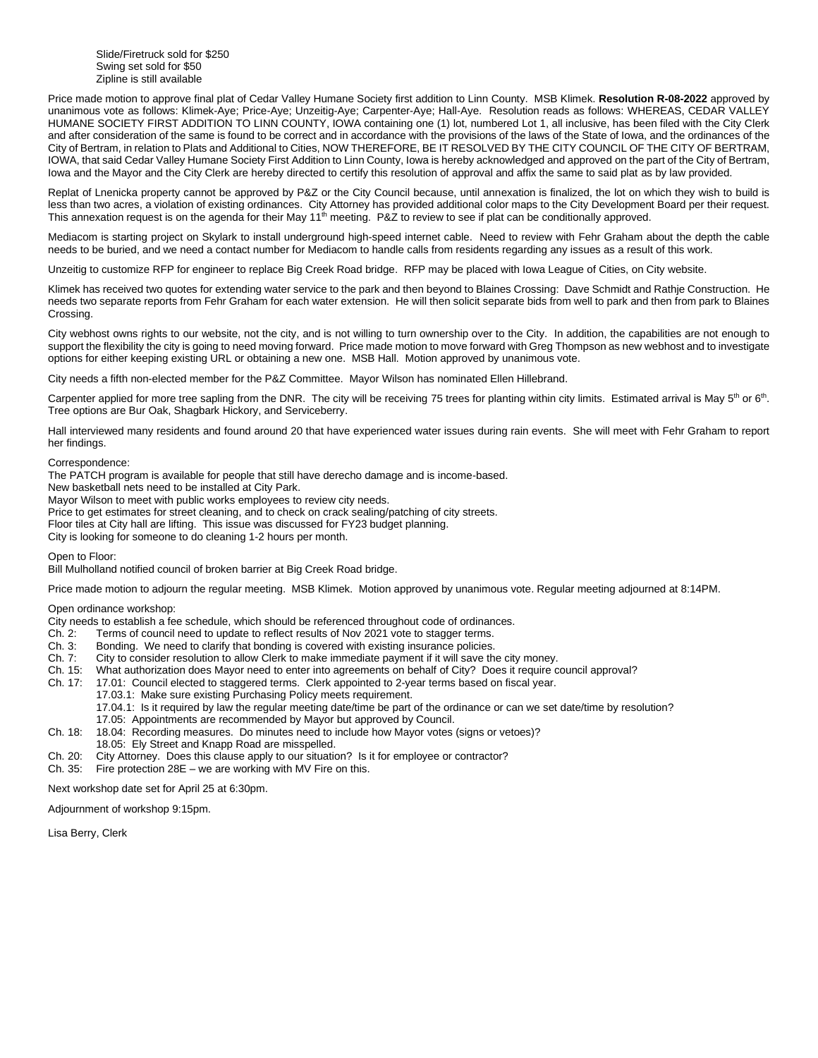Slide/Firetruck sold for $250
Swing set sold for $50
Zipline is still available

Price made motion to approve final plat of Cedar Valley Humane Society first addition to Linn County. MSB Klimek. **Resolution R-08-2022** approved by unanimous vote as follows: Klimek-Aye; Price-Aye; Unzeitig-Aye; Carpenter-Aye; Hall-Aye. Resolution reads as follows: WHEREAS, CEDAR VALLEY HUMANE SOCIETY FIRST ADDITION TO LINN COUNTY, IOWA containing one (1) lot, numbered Lot 1, all inclusive, has been filed with the City Clerk and after consideration of the same is found to be correct and in accordance with the provisions of the laws of the State of Iowa, and the ordinances of the City of Bertram, in relation to Plats and Additional to Cities, NOW THEREFORE, BE IT RESOLVED BY THE CITY COUNCIL OF THE CITY OF BERTRAM, IOWA, that said Cedar Valley Humane Society First Addition to Linn County, Iowa is hereby acknowledged and approved on the part of the City of Bertram, Iowa and the Mayor and the City Clerk are hereby directed to certify this resolution of approval and affix the same to said plat as by law provided.

Replat of Lnenicka property cannot be approved by P&Z or the City Council because, until annexation is finalized, the lot on which they wish to build is less than two acres, a violation of existing ordinances. City Attorney has provided additional color maps to the City Development Board per their request. This annexation request is on the agenda for their May 11th meeting. P&Z to review to see if plat can be conditionally approved.

Mediacom is starting project on Skylark to install underground high-speed internet cable. Need to review with Fehr Graham about the depth the cable needs to be buried, and we need a contact number for Mediacom to handle calls from residents regarding any issues as a result of this work.

Unzeitig to customize RFP for engineer to replace Big Creek Road bridge. RFP may be placed with Iowa League of Cities, on City website.

Klimek has received two quotes for extending water service to the park and then beyond to Blaines Crossing: Dave Schmidt and Rathje Construction. He needs two separate reports from Fehr Graham for each water extension. He will then solicit separate bids from well to park and then from park to Blaines Crossing.

City webhost owns rights to our website, not the city, and is not willing to turn ownership over to the City. In addition, the capabilities are not enough to support the flexibility the city is going to need moving forward. Price made motion to move forward with Greg Thompson as new webhost and to investigate options for either keeping existing URL or obtaining a new one. MSB Hall. Motion approved by unanimous vote.

City needs a fifth non-elected member for the P&Z Committee. Mayor Wilson has nominated Ellen Hillebrand.

Carpenter applied for more tree sapling from the DNR. The city will be receiving 75 trees for planting within city limits. Estimated arrival is May 5th or 6th. Tree options are Bur Oak, Shagbark Hickory, and Serviceberry.

Hall interviewed many residents and found around 20 that have experienced water issues during rain events. She will meet with Fehr Graham to report her findings.

Correspondence:
The PATCH program is available for people that still have derecho damage and is income-based.
New basketball nets need to be installed at City Park.
Mayor Wilson to meet with public works employees to review city needs.
Price to get estimates for street cleaning, and to check on crack sealing/patching of city streets.
Floor tiles at City hall are lifting. This issue was discussed for FY23 budget planning.
City is looking for someone to do cleaning 1-2 hours per month.

Open to Floor:
Bill Mulholland notified council of broken barrier at Big Creek Road bridge.

Price made motion to adjourn the regular meeting. MSB Klimek. Motion approved by unanimous vote. Regular meeting adjourned at 8:14PM.

Open ordinance workshop:
City needs to establish a fee schedule, which should be referenced throughout code of ordinances.
Ch. 2: Terms of council need to update to reflect results of Nov 2021 vote to stagger terms.
Ch. 3: Bonding. We need to clarify that bonding is covered with existing insurance policies.
Ch. 7: City to consider resolution to allow Clerk to make immediate payment if it will save the city money.
Ch. 15: What authorization does Mayor need to enter into agreements on behalf of City? Does it require council approval?
Ch. 17: 17.01: Council elected to staggered terms. Clerk appointed to 2-year terms based on fiscal year.
17.03.1: Make sure existing Purchasing Policy meets requirement.
17.04.1: Is it required by law the regular meeting date/time be part of the ordinance or can we set date/time by resolution?
17.05: Appointments are recommended by Mayor but approved by Council.
Ch. 18: 18.04: Recording measures. Do minutes need to include how Mayor votes (signs or vetoes)?
18.05: Ely Street and Knapp Road are misspelled.
Ch. 20: City Attorney. Does this clause apply to our situation? Is it for employee or contractor?
Ch. 35: Fire protection 28E – we are working with MV Fire on this.

Next workshop date set for April 25 at 6:30pm.

Adjournment of workshop 9:15pm.

Lisa Berry, Clerk